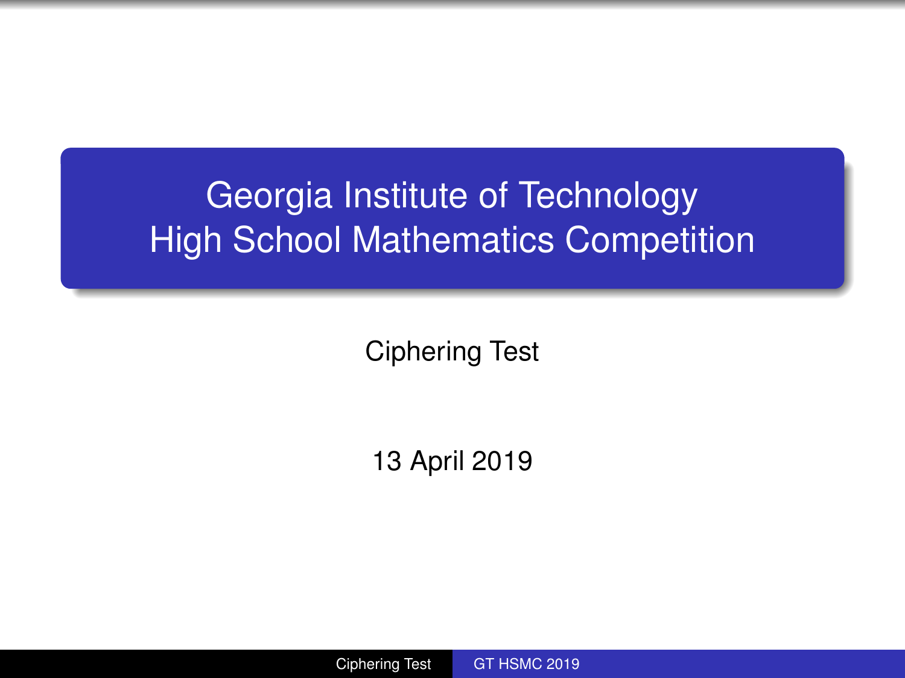# Georgia Institute of Technology High School Mathematics Competition

Ciphering Test

13 April 2019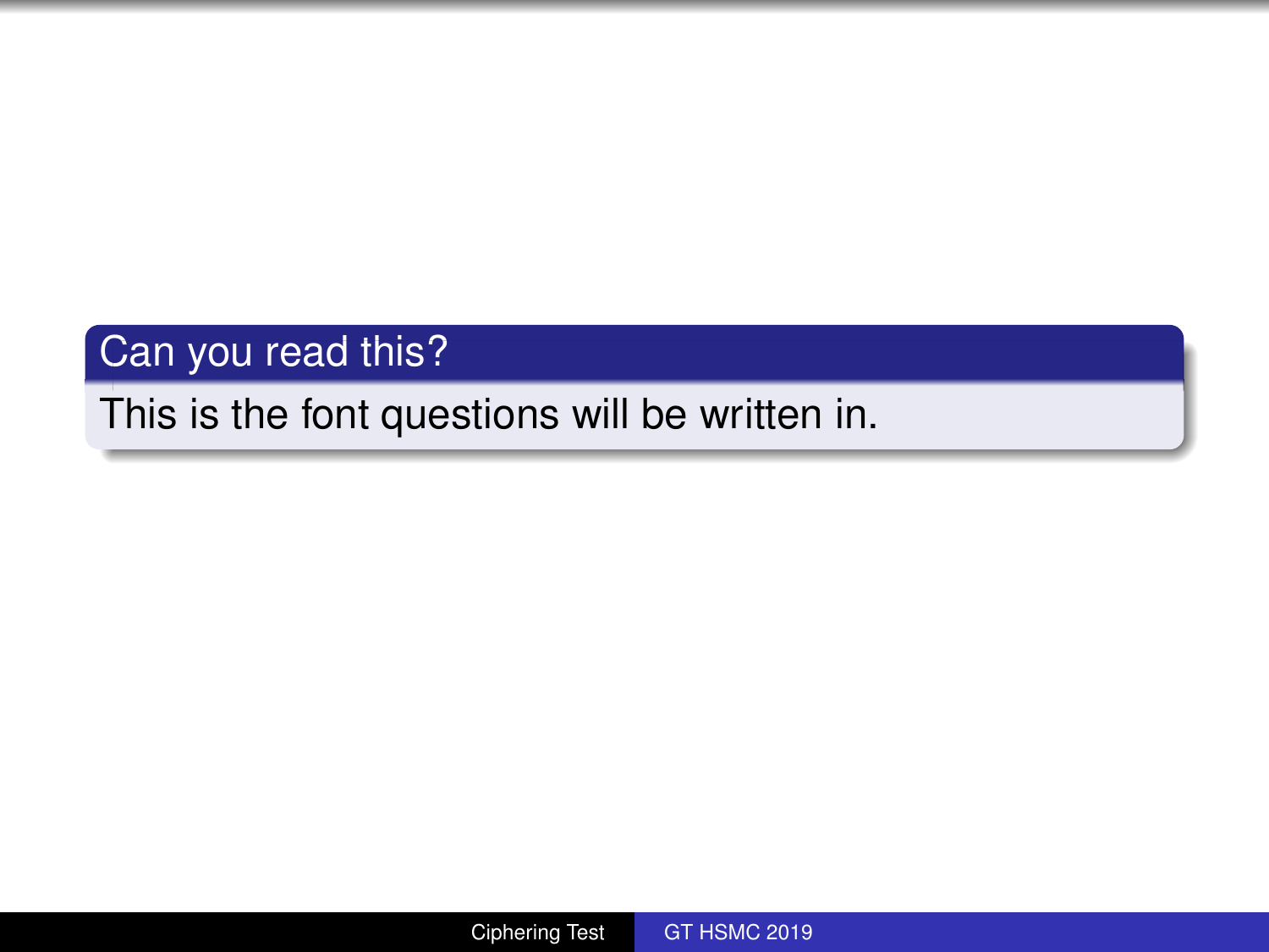### Can you read this?

This is the font questions will be written in.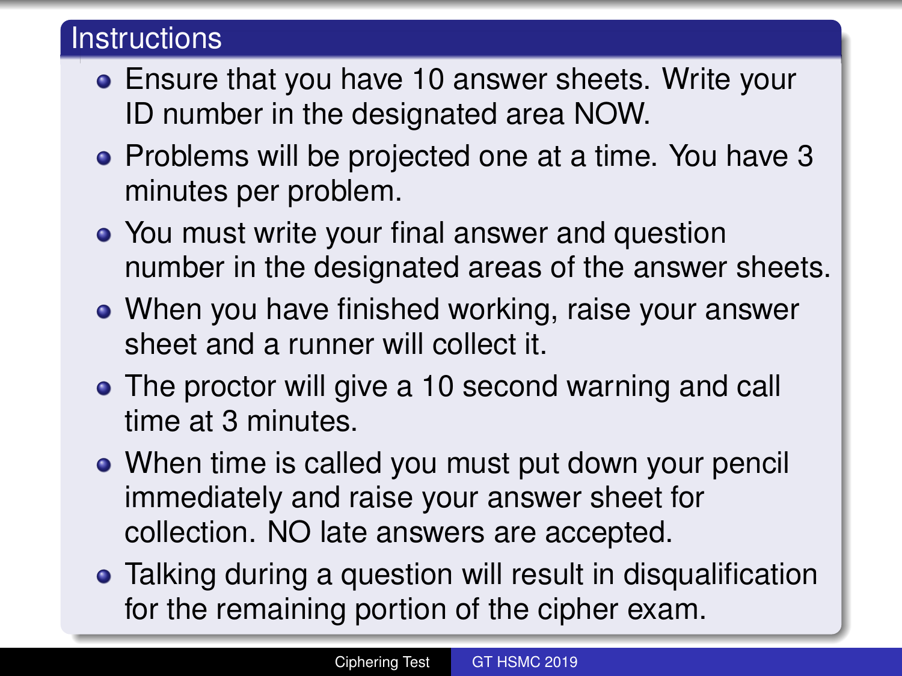## Instructions

- Ensure that you have 10 answer sheets. Write your ID number in the designated area NOW.
- Problems will be projected one at a time. You have 3 minutes per problem.
- You must write your final answer and question number in the designated areas of the answer sheets.
- When you have finished working, raise your answer sheet and a runner will collect it.
- The proctor will give a 10 second warning and call time at 3 minutes.
- When time is called you must put down your pencil immediately and raise your answer sheet for collection. NO late answers are accepted.
- Talking during a question will result in disqualification for the remaining portion of the cipher exam.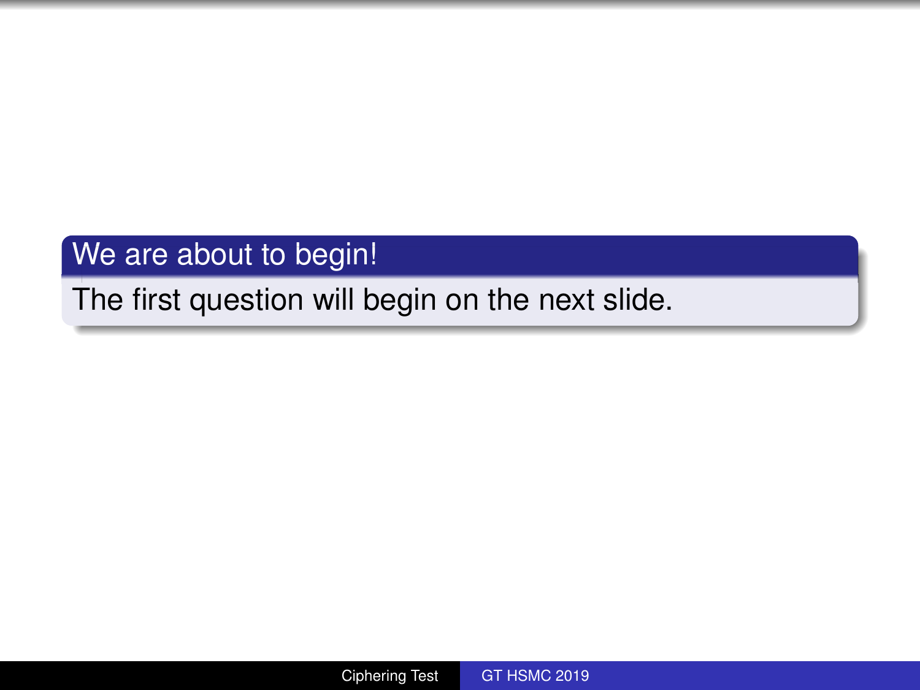**We are about to begin!**

The first question will begin on the next slide.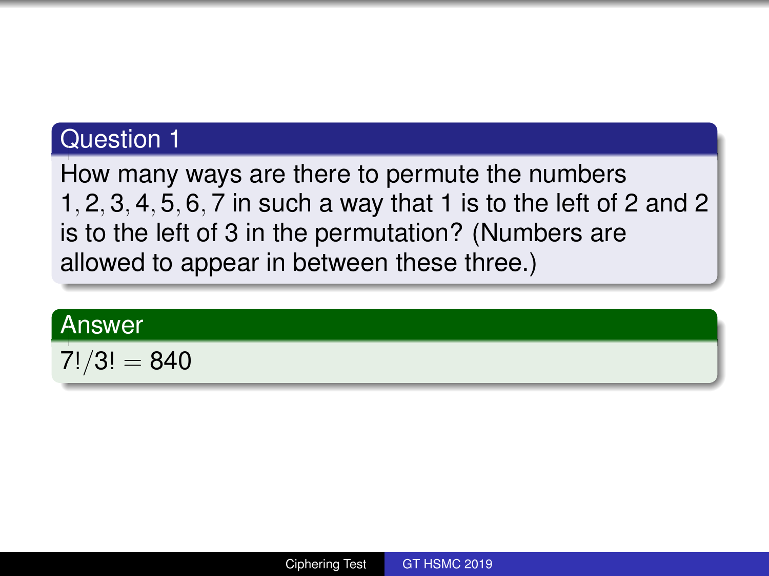## Question 1

How many ways are there to permute the numbers $1, 2, 3, 4, 5, 6, 7$ in such a way that 1 is to the left of 2 and 2 is to the left of 3 in the permutation? (Numbers are allowed to appear in between these three.)

## Answer

$7!/3! = 840$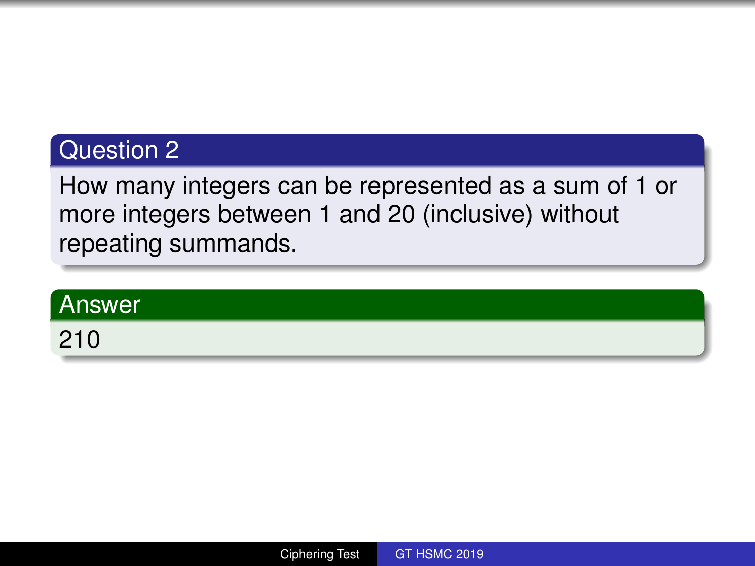## Question 2

How many integers can be represented as a sum of 1 or more integers between 1 and 20 (inclusive) without repeating summands.

## Answer

210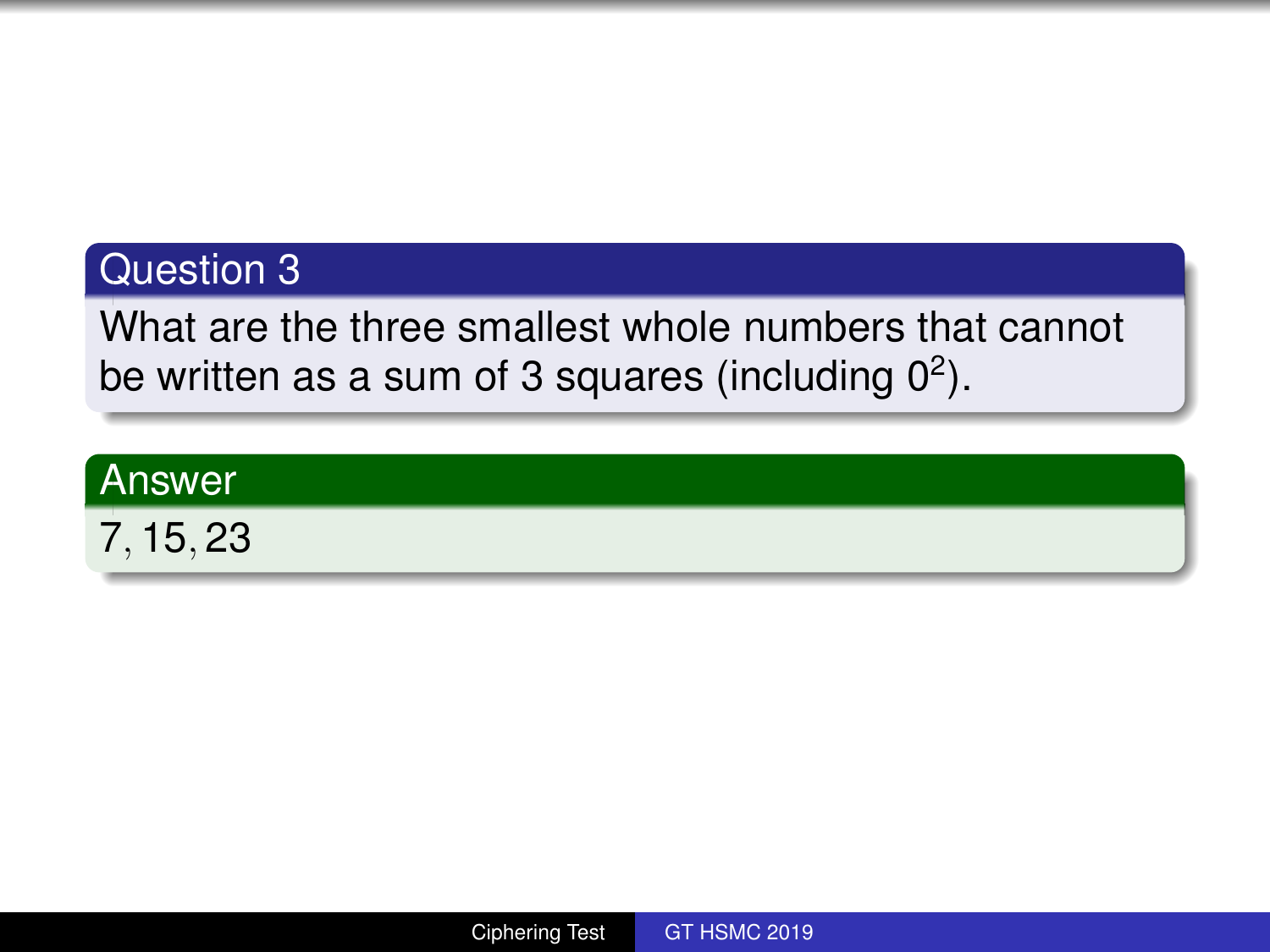## Question 3

What are the three smallest whole numbers that cannot be written as a sum of 3 squares (including $0^2$).

## Answer

$7, 15, 23$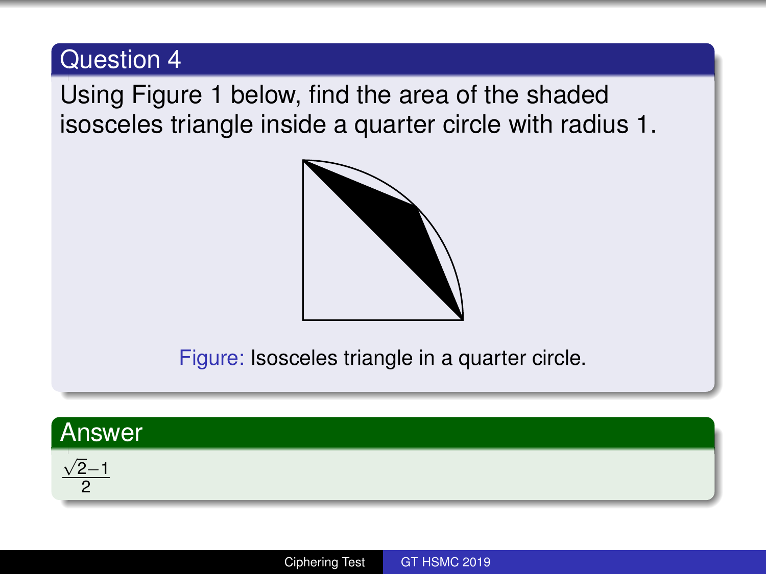## Question 4

Using Figure 1 below, find the area of the shaded isosceles triangle inside a quarter circle with radius 1.

Figure: Isosceles triangle in a quarter circle.

## Answer

$\frac{\sqrt{2}-1}{2}$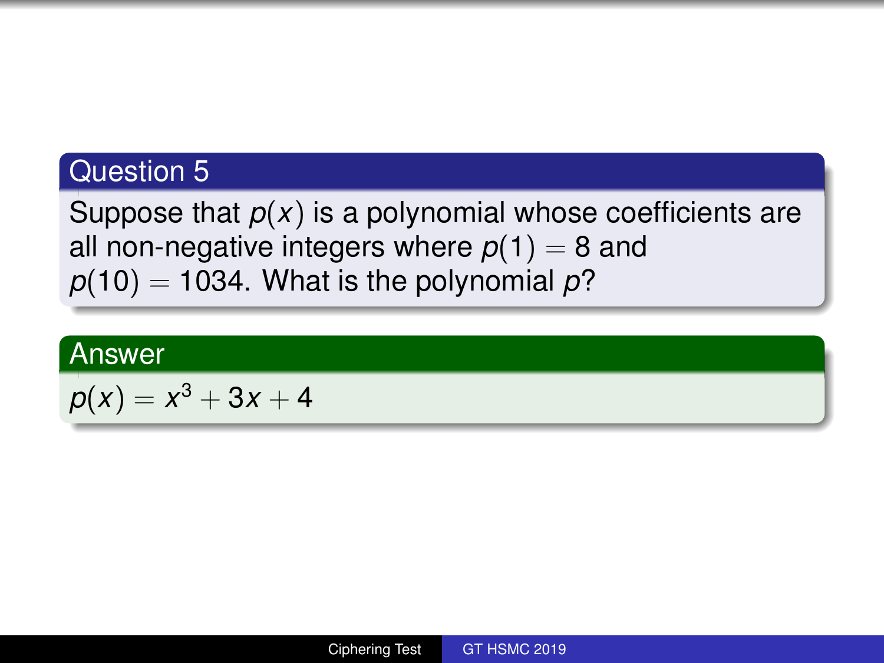## Question 5

Suppose that $p(x)$ is a polynomial whose coefficients are all non-negative integers where $p(1) = 8$ and $p(10) = 1034$. What is the polynomial $p$?

## Answer

$p(x) = x^3 + 3x + 4$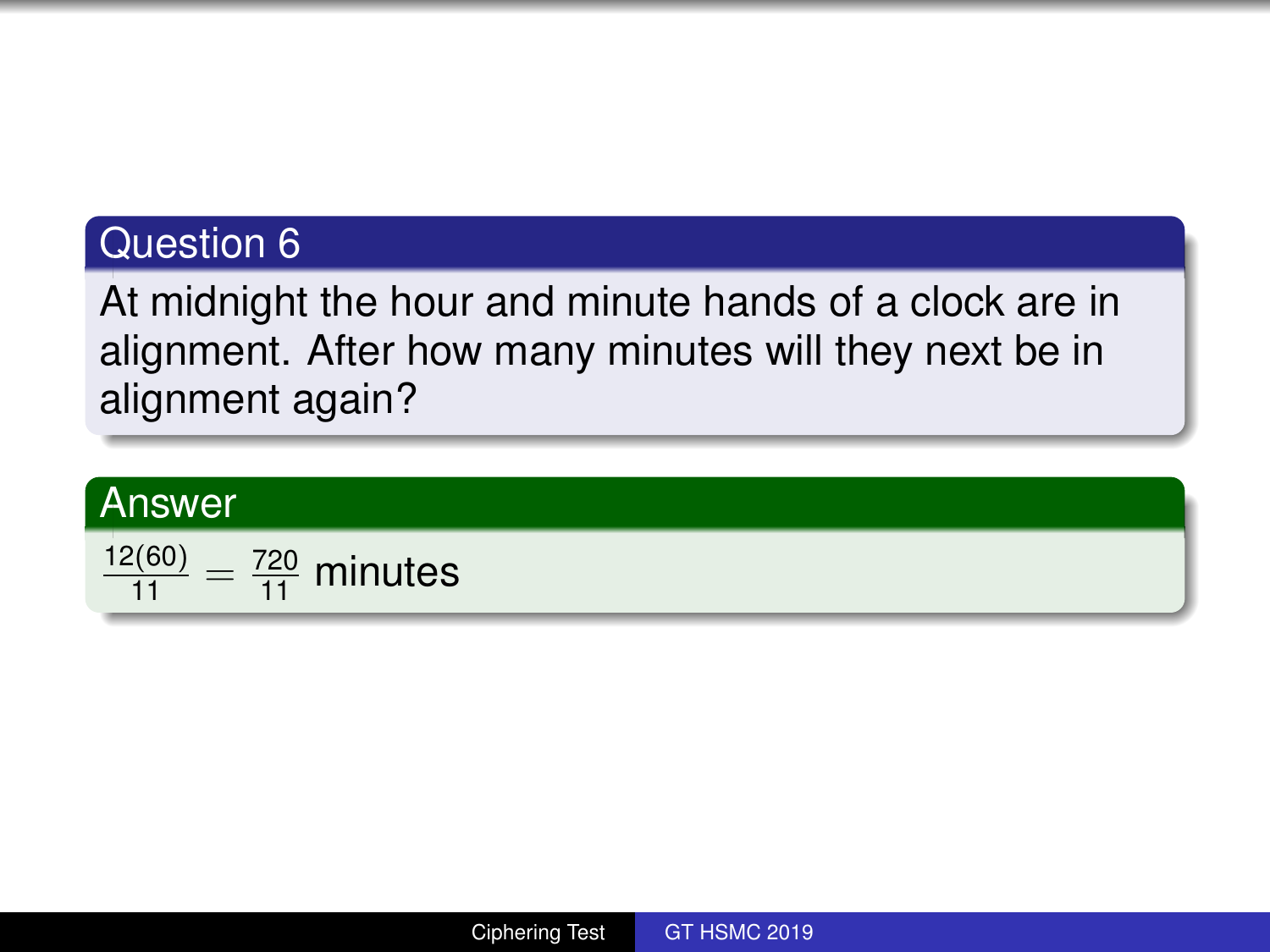## Question 6

At midnight the hour and minute hands of a clock are in alignment. After how many minutes will they next be in alignment again?

## Answer

$\frac{12(60)}{11} = \frac{720}{11}$ minutes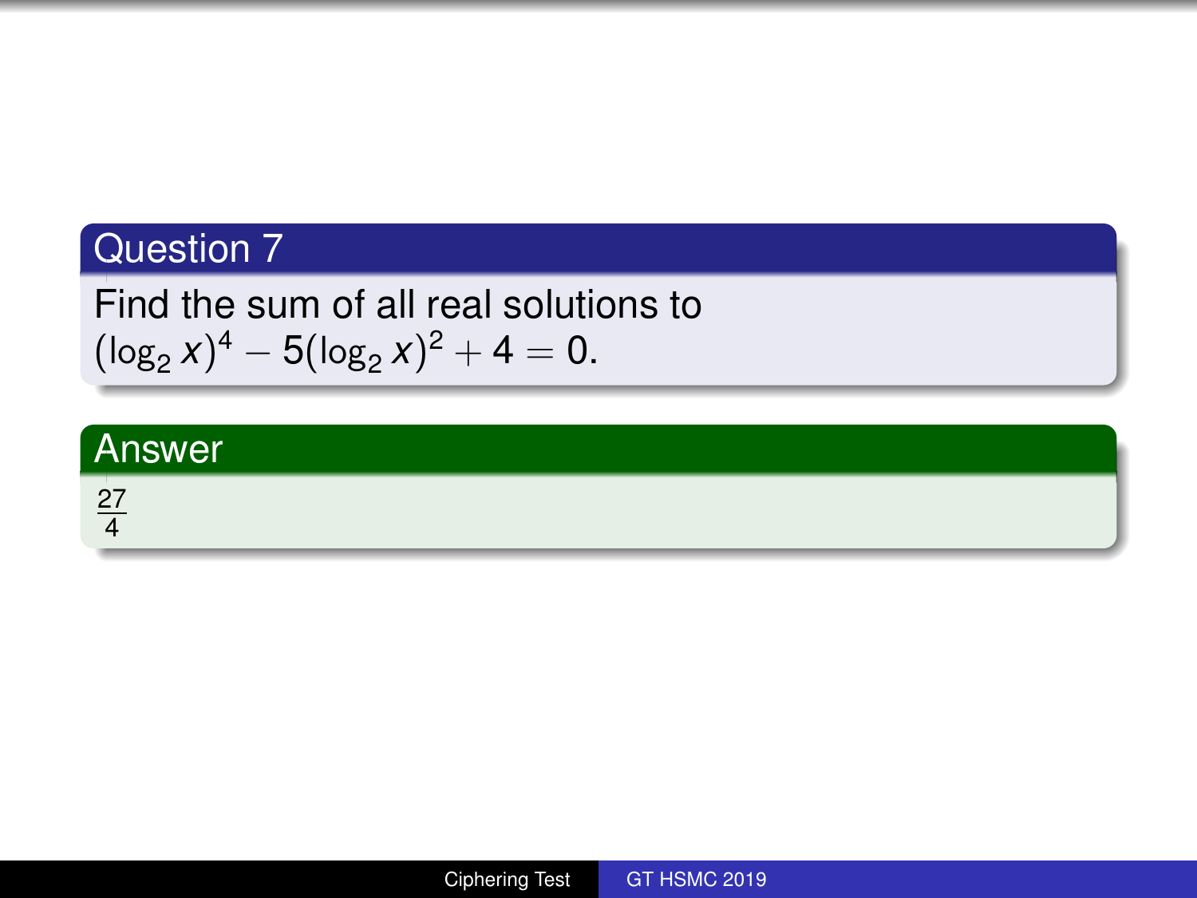## Question 7

Find the sum of all real solutions to $(\log_2 x)^4 - 5(\log_2 x)^2 + 4 = 0.$

## Answer

$\frac{27}{4}$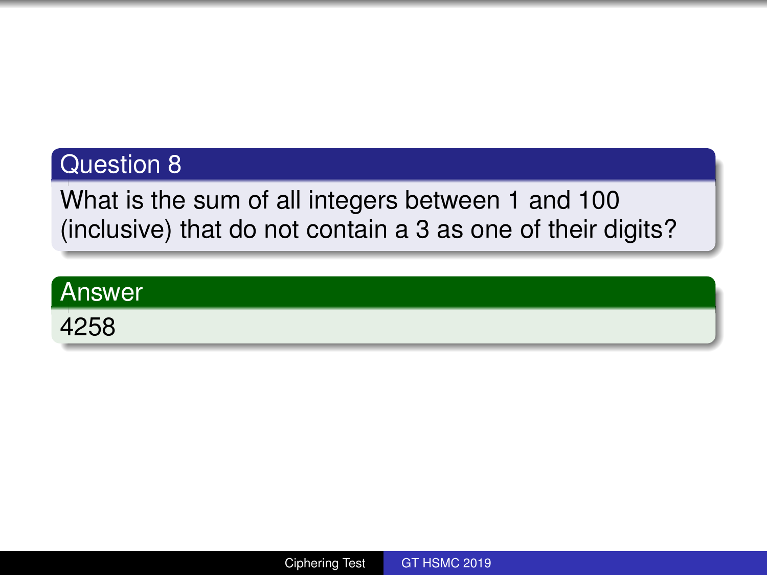## Question 8

What is the sum of all integers between 1 and 100 (inclusive) that do not contain a 3 as one of their digits?

## Answer

4258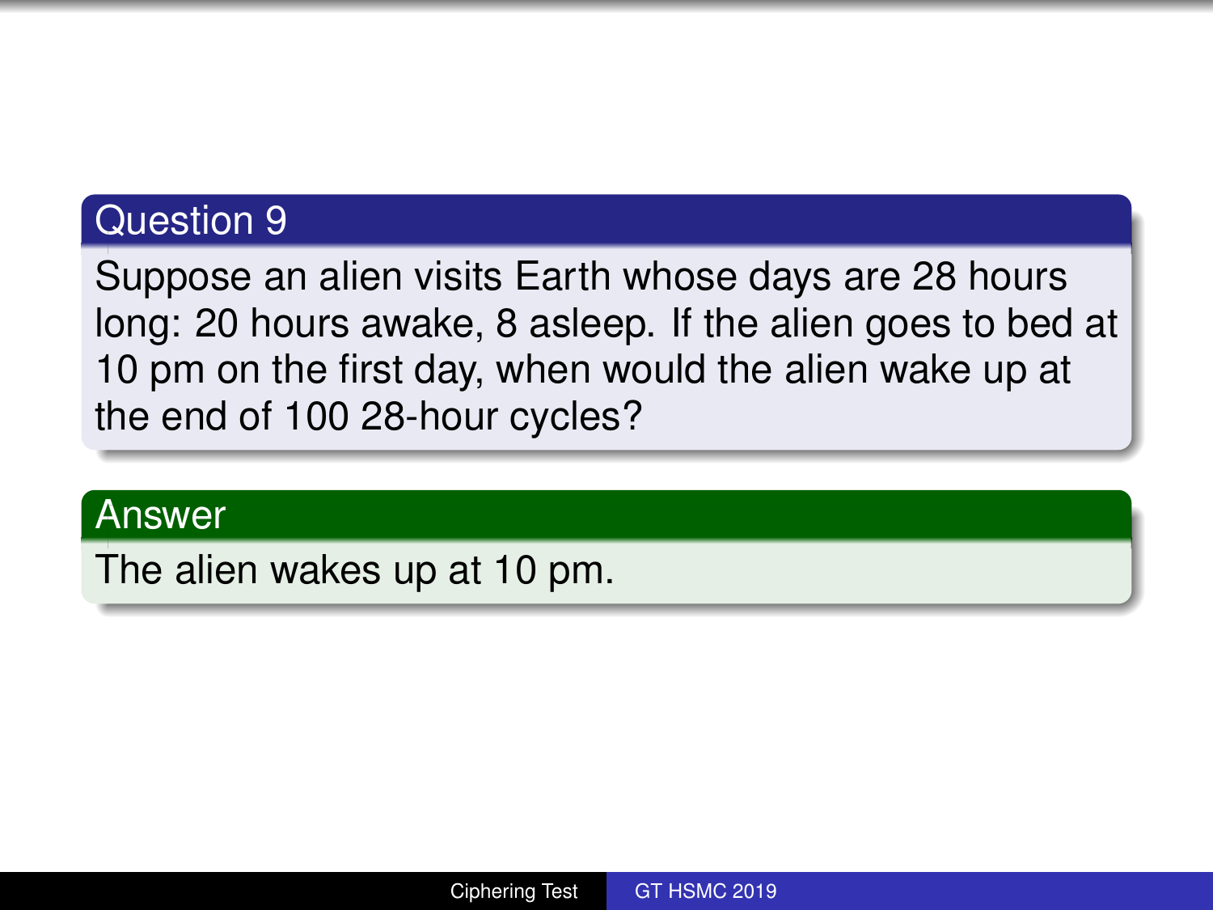## Question 9

Suppose an alien visits Earth whose days are 28 hours long: 20 hours awake, 8 asleep. If the alien goes to bed at 10 pm on the first day, when would the alien wake up at the end of 100 28-hour cycles?

## Answer

The alien wakes up at 10 pm.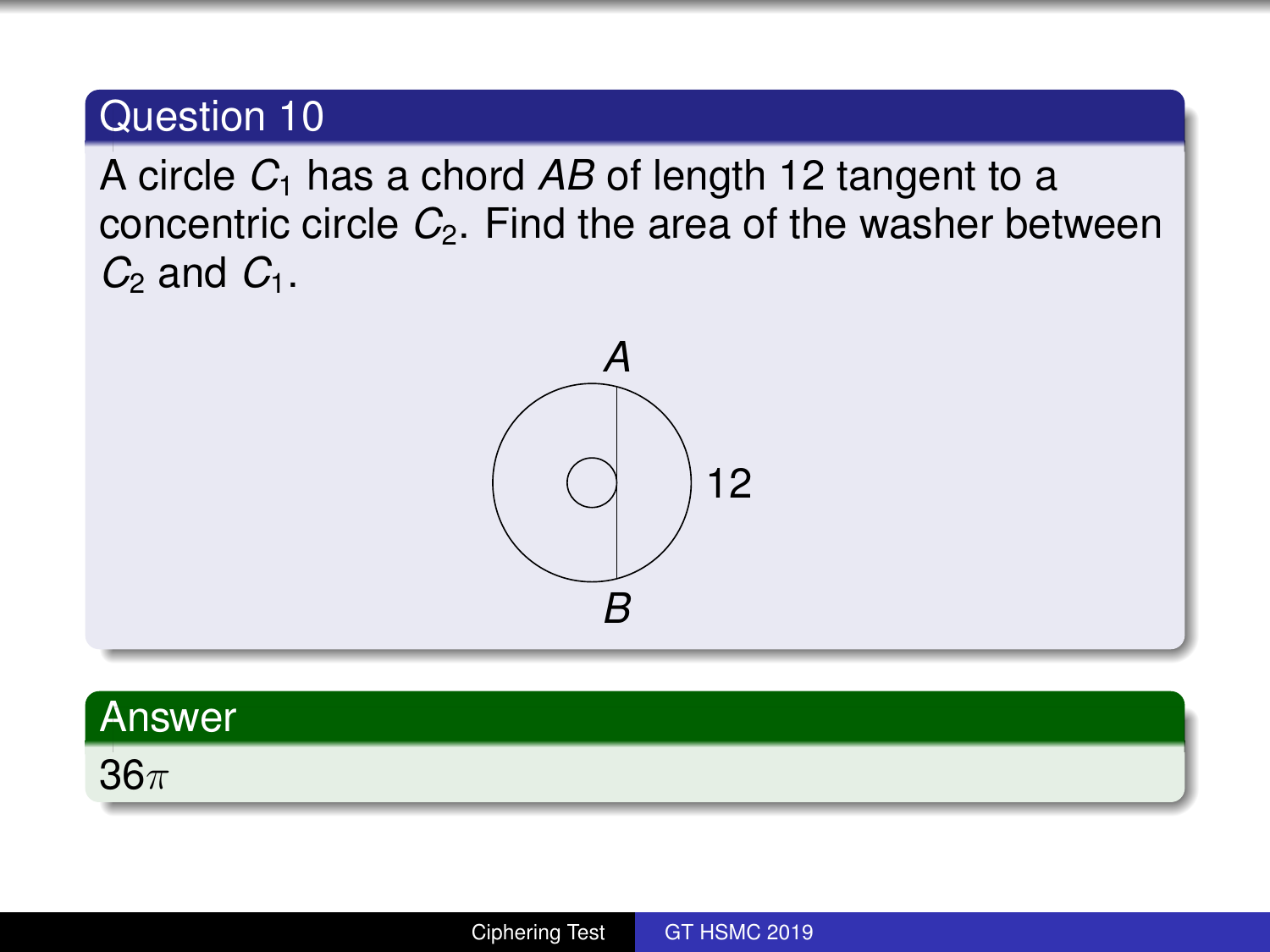## Question 10

A circle $C_1$ has a chord $AB$ of length 12 tangent to a concentric circle $C_2$. Find the area of the washer between $C_2$ and $C_1$.

## Answer

$36\pi$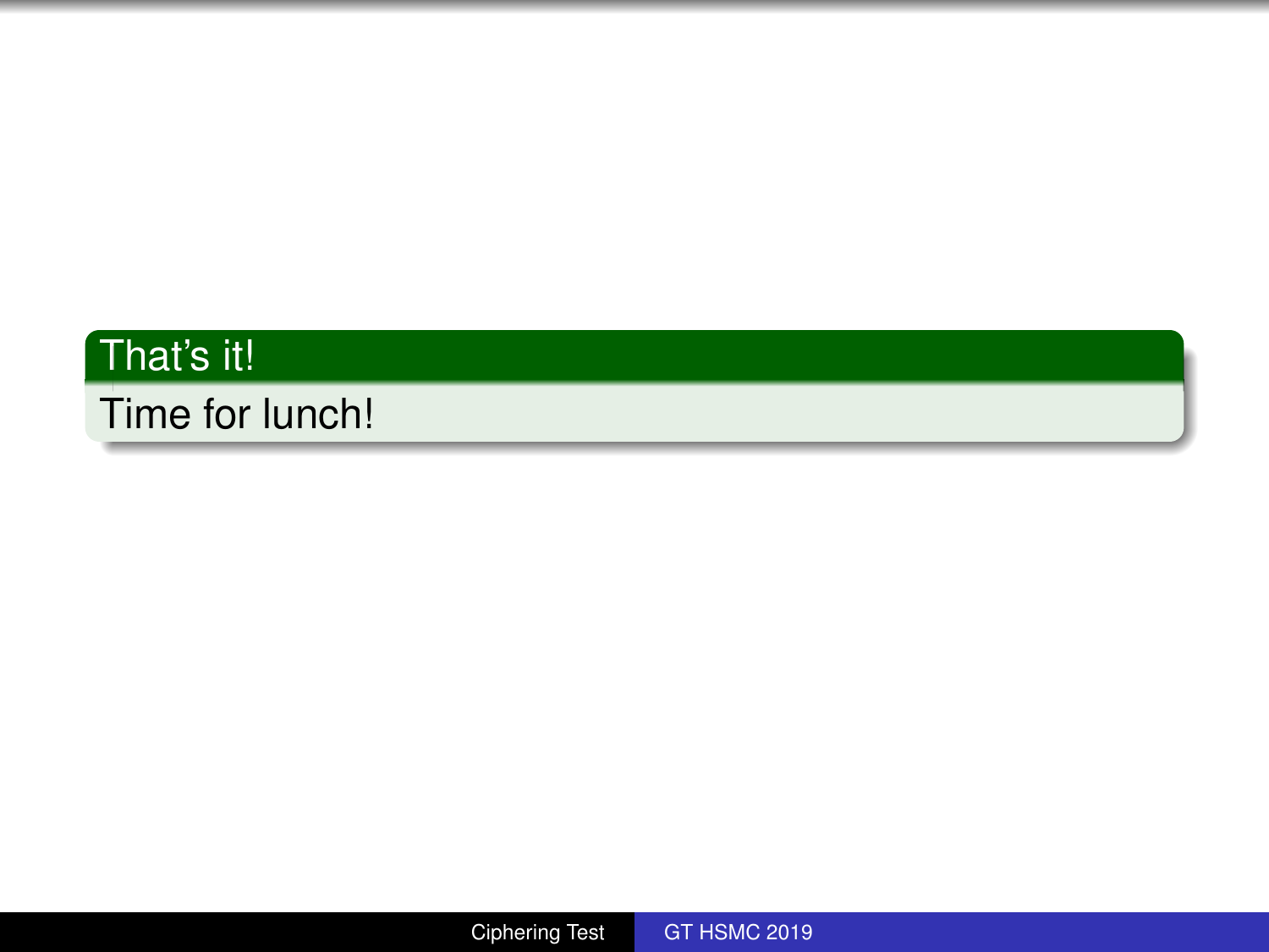**That's it!**

Time for lunch!